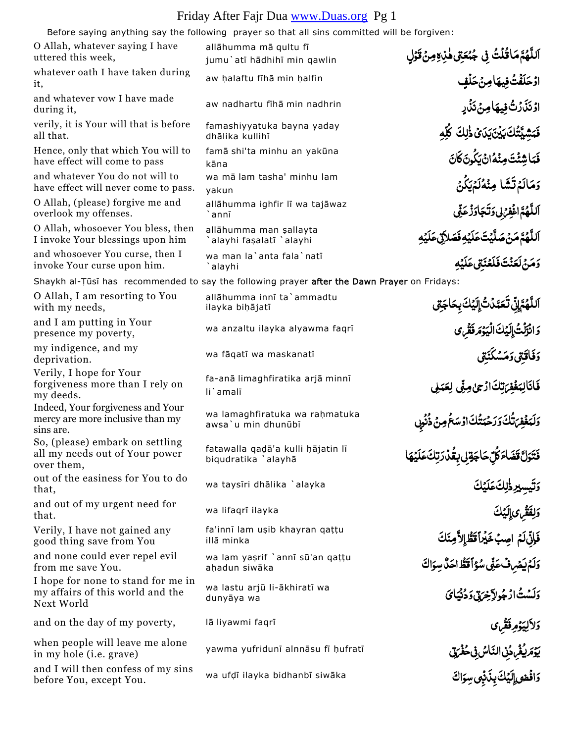# Friday After Fajr Dua

Before saying anything say the following prayer so that all sins committed will be forgiven:

| | | |
|---|---|---|
| O Allah, whatever saying I have uttered this week, | allāhumma mā qultu fī jumu`atī hādhihī min qawlin | اَللَّهُمَّ مَا قُلْتُ فِي جُمُعَتِي هٰذِهِ مِنْ قَوْلٍ |
| whatever oath I have taken during it, | aw ḥalaftu fīhā min ḥalfin | اَوْ حَلَفْتُ فِيهَا مِنْ حَلْفٍ |
| and whatever vow I have made during it, | aw nadhartu fīhā min nadhrin | اَوْ نَذَرْتُ فِيهَا مِنْ نَذْرٍ |
| verily, it is Your will that is before all that. | famashiyyatuka bayna yaday dhālika kullihī | فَمَشِيَّتُكَ بَيْنَ يَدَيْ ذٰلِكَ كُلِّهِ |
| Hence, only that which You will to have effect will come to pass | famā shi'ta minhu an yakūna kāna | فَمَا شِئْتَ مِنْهُ اَنْ يَكُونَ كَانَ |
| and whatever You do not will to have effect will never come to pass. | wa mā lam tasha' minhu lam yakun | وَمَا لَمْ تَشَاْ مِنْهُ لَمْ يَكُنْ |
| O Allah, (please) forgive me and overlook my offenses. | allāhumma ighfir lī wa tajāwaz `annī | اَللَّهُمَّ اغْفِرْ لِي وَتَجَاوَزْ عَنِّي |
| O Allah, whosoever You bless, then I invoke Your blessings upon him | allāhumma man ṣallayta `alayhi faṣalatī `alayhi | اَللَّهُمَّ مَنْ صَلَّيْتَ عَلَيْهِ فَصَلاتِي عَلَيْهِ |
| and whosoever You curse, then I invoke Your curse upon him. | wa man la`anta fala`natī `alayhi | وَمَنْ لَعَنْتَ فَلَعْنَتِي عَلَيْهِ |

Shaykh al-Ṭūsī has recommended to say the following prayer **after the Dawn Prayer** on Fridays:

| | | |
|---|---|---|
| O Allah, I am resorting to You with my needs, | allāhumma innī ta`ammadtu ilayka biḥājatī | اَللَّهُمَّ إِنِّي تَعَمَّدْتُ إِلَيْكَ بِحَاجَتِي |
| and I am putting in Your presence my poverty, | wa anzaltu ilayka alyawma faqrī | وَاَنْزَلْتُ إِلَيْكَ الْيَوْمَ فَقْرِي |
| my indigence, and my deprivation. | wa fāqatī wa maskanatī | وَفَاقَتِي وَمَسْكَنَتِي |
| Verily, I hope for Your forgiveness more than I rely on my deeds. | fa-anā limaghfiratika arjā minnī li`amalī | فَاَنَا لِمَغْفِرَتِكَ اَرْجىٰ مِنِّي لِعَمَلِي |
| Indeed, Your forgiveness and Your mercy are more inclusive than my sins are. | wa lamaghfiratuka wa raḥmatuka awsa`u min dhunūbī | وَلَمَغْفِرَتُكَ وَرَحْمَتُكَ اَوْسَعُ مِنْ ذُنُوبِي |
| So, (please) embark on settling all my needs out of Your power over them, | fatawalla qaḍā'a kulli ḥājatin lī biqudratika `alayhā | فَتَوَلَّ قَضَاءَ كُلِّ حَاجَةٍ لِي بِقُدْرَتِكَ عَلَيْهَا |
| out of the easiness for You to do that, | wa taysīri dhālika `alayka | وَتَيْسِيرِ ذٰلِكَ عَلَيْكَ |
| and out of my urgent need for that. | wa lifaqrī ilayka | وَلِفَقْرِي إِلَيْكَ |
| Verily, I have not gained any good thing save from You | fa'innī lam uṣib khayran qaṭṭu illā minka | فَإِنِّي لَمْ اُصِبْ خَيْراً قَطُّ إِلاَّ مِنْكَ |
| and none could ever repel evil from me save You. | wa lam yaṣrif `annī sū'an qaṭṭu aḥadun siwāka | وَلَمْ يَصْرِفْ عَنِّي سُوءاً قَطُّ اَحَدٌ سِوَاكَ |
| I hope for none to stand for me in my affairs of this world and the Next World | wa lastu arjū li-ākhiratī wa dunyāya wa | وَلَسْتُ اَرْجُو لآخِرَتِي وَدُنْيَايَ |
| and on the day of my poverty, | lā liyawmi faqrī | وَلاَ لِيَوْمِ فَقْرِي |
| when people will leave me alone in my hole (i.e. grave) | yawma yufridunī alnnāsu fī ḥufratī | يَوْمَ يُفْرِدُنِي النَّاسُ فِي حُفْرَتِي |
| and I will then confess of my sins before You, except You. | wa ufḍī ilayka bidhanbī siwāka | وَاُفْضِي إِلَيْكَ بِذَنْبِي سِوَاكَ |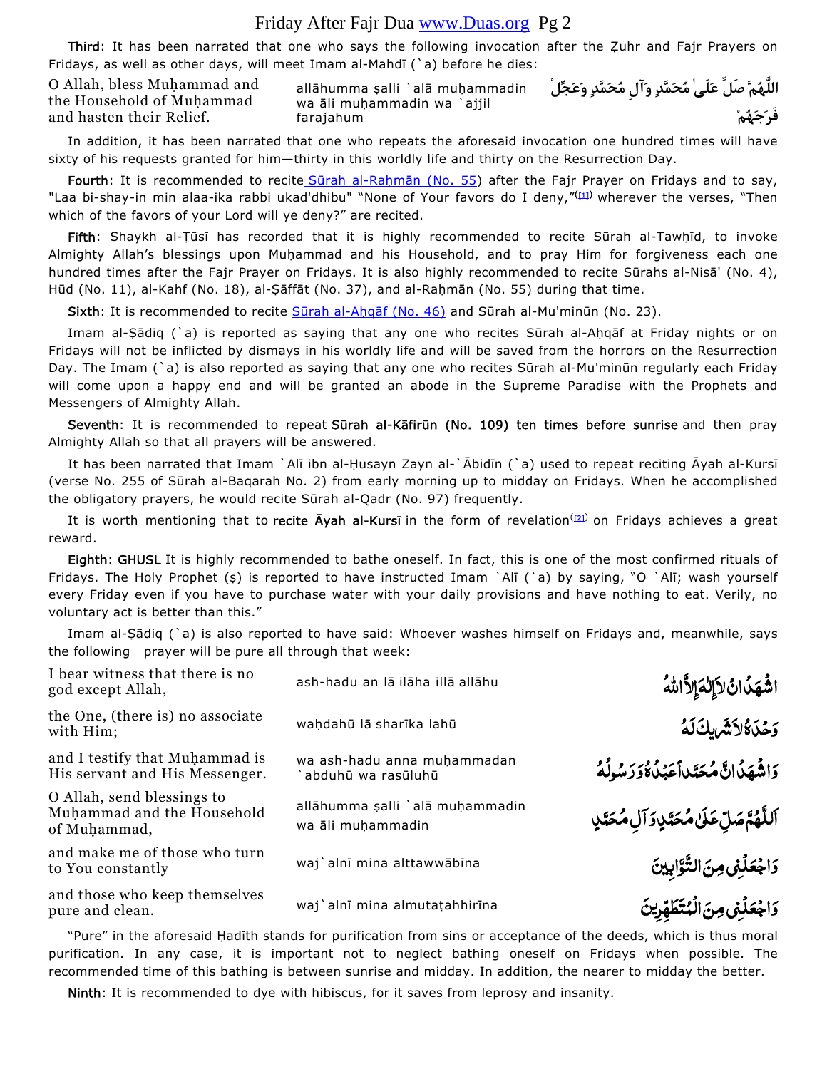**Third**: It has been narrated that one who says the following invocation after the Ẓuhr and Fajr Prayers on Fridays, as well as other days, will meet Imam al-Mahdī (`a) before he dies:

| | | |
|---|---|---|
| O Allah, bless Muḥammad and the Household of Muḥammad and hasten their Relief. | allāhumma ṣalli `alā muḥammadin wa āli muḥammadin wa `ajjil farajahum | اللَّهُمَّ صَلِّ عَلَىٰ مُحَمَّدٍ وَآلِ مُحَمَّدٍ وَعَجِّلْ فَرَجَهُمْ |

In addition, it has been narrated that one who repeats the aforesaid invocation one hundred times will have sixty of his requests granted for him—thirty in this worldly life and thirty on the Resurrection Day.

**Fourth**: It is recommended to recite Sūrah al-Raḥmān (No. 55) after the Fajr Prayer on Fridays and to say, "Laa bi-shay-in min alaa-ika rabbi ukad'dhibu" "None of Your favors do I deny,"[1] wherever the verses, "Then which of the favors of your Lord will ye deny?" are recited.

**Fifth**: Shaykh al-Ṭūsī has recorded that it is highly recommended to recite Sūrah al-Tawḥīd, to invoke Almighty Allah's blessings upon Muḥammad and his Household, and to pray Him for forgiveness each one hundred times after the Fajr Prayer on Fridays. It is also highly recommended to recite Sūrahs al-Nisā' (No. 4), Hūd (No. 11), al-Kahf (No. 18), al-Ṣāffāt (No. 37), and al-Raḥmān (No. 55) during that time.

**Sixth**: It is recommended to recite Sūrah al-Aḥqāf (No. 46) and Sūrah al-Mu'minūn (No. 23).

Imam al-Ṣādiq (`a) is reported as saying that any one who recites Sūrah al-Aḥqāf at Friday nights or on Fridays will not be inflicted by dismays in his worldly life and will be saved from the horrors on the Resurrection Day. The Imam (`a) is also reported as saying that any one who recites Sūrah al-Mu'minūn regularly each Friday will come upon a happy end and will be granted an abode in the Supreme Paradise with the Prophets and Messengers of Almighty Allah.

**Seventh**: It is recommended to repeat **Sūrah al-Kāfirūn (No. 109) ten times before sunrise** and then pray Almighty Allah so that all prayers will be answered.

It has been narrated that Imam `Alī ibn al-Ḥusayn Zayn al-`Ābidīn (`a) used to repeat reciting Āyah al-Kursī (verse No. 255 of Sūrah al-Baqarah No. 2) from early morning up to midday on Fridays. When he accomplished the obligatory prayers, he would recite Sūrah al-Qadr (No. 97) frequently.

It is worth mentioning that to **recite Āyah al-Kursī** in the form of revelation[2] on Fridays achieves a great reward.

**Eighth**: **GHUSL** It is highly recommended to bathe oneself. In fact, this is one of the most confirmed rituals of Fridays. The Holy Prophet (ṣ) is reported to have instructed Imam `Alī (`a) by saying, "O `Alī; wash yourself every Friday even if you have to purchase water with your daily provisions and have nothing to eat. Verily, no voluntary act is better than this."

Imam al-Ṣādiq (`a) is also reported to have said: Whoever washes himself on Fridays and, meanwhile, says the following prayer will be pure all through that week:

| | | |
|---|---|---|
| I bear witness that there is no god except Allah, | ash-hadu an lā ilāha illā allāhu | اشْهَدُ انْ لاَ اِلٰهَ اِلاَّ اللهُ |
| the One, (there is) no associate with Him; | waḥdahū lā sharīka lahū | وَحْدَهُ لاَ شَرِيكَ لَهُ |
| and I testify that Muḥammad is His servant and His Messenger. | wa ash-hadu anna muḥammadan `abduhū wa rasūluhū | وَاشْهَدُ انَّ مُحَمَّداً عَبْدُهُ وَرَسُولُهُ |
| O Allah, send blessings to Muḥammad and the Household of Muḥammad, | allāhumma ṣalli `alā muḥammadin wa āli muḥammadin | اَللَّهُمَّ صَلِّ عَلَىٰ مُحَمَّدٍ وَآلِ مُحَمَّدٍ |
| and make me of those who turn to You constantly | waj`alnī mina alttawwābīna | وَاجْعَلْنِي مِنَ التَّوَّابِينَ |
| and those who keep themselves pure and clean. | waj`alnī mina almutaṭahhirīna | وَاجْعَلْنِي مِنَ الْمُتَطَهِّرِينَ |

"Pure" in the aforesaid Ḥadīth stands for purification from sins or acceptance of the deeds, which is thus moral purification. In any case, it is important not to neglect bathing oneself on Fridays when possible. The recommended time of this bathing is between sunrise and midday. In addition, the nearer to midday the better.

**Ninth**: It is recommended to dye with hibiscus, for it saves from leprosy and insanity.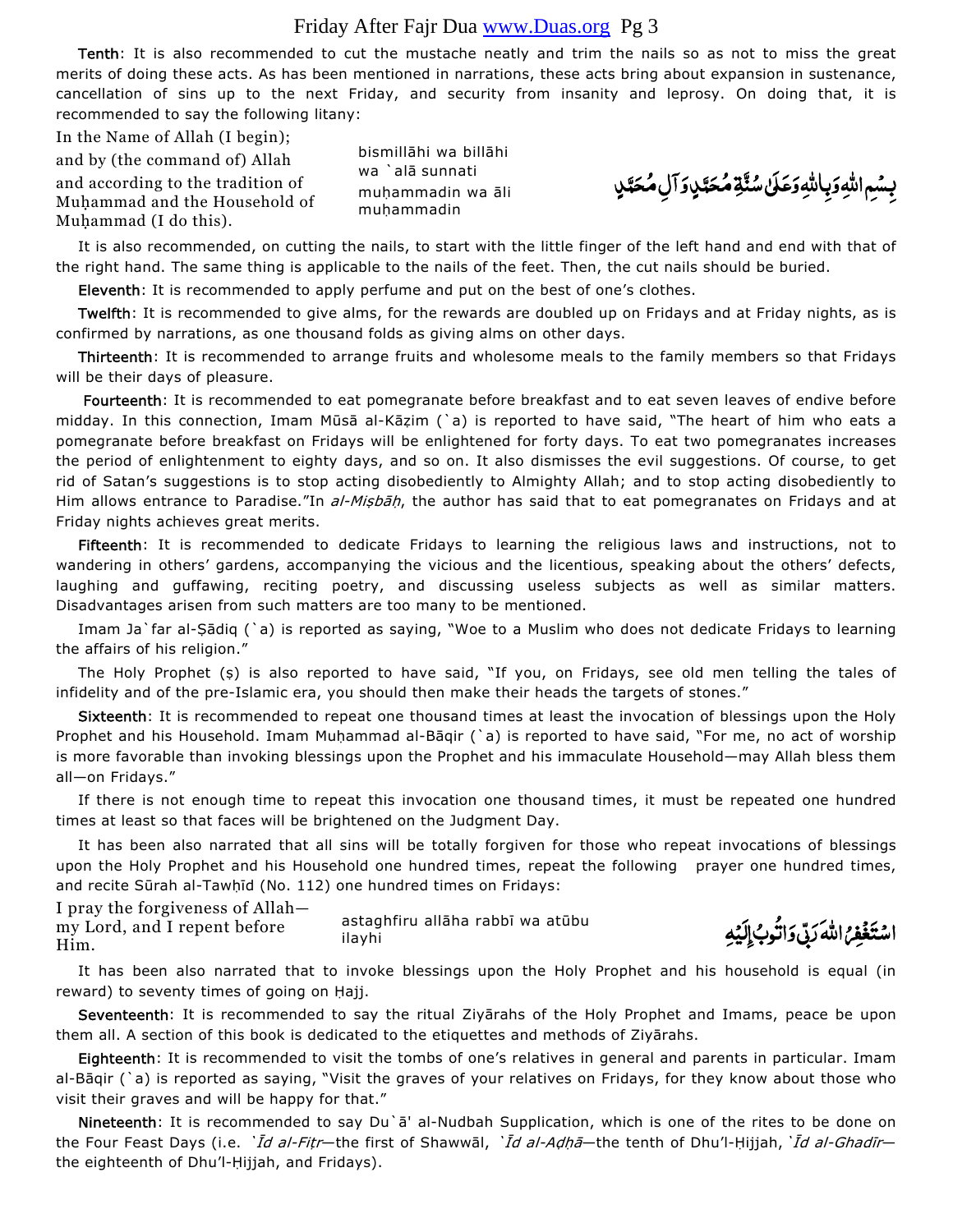**Tenth**: It is also recommended to cut the mustache neatly and trim the nails so as not to miss the great merits of doing these acts. As has been mentioned in narrations, these acts bring about expansion in sustenance, cancellation of sins up to the next Friday, and security from insanity and leprosy. On doing that, it is recommended to say the following litany:

| | | |
|---|---|---|
| In the Name of Allah (I begin); and by (the command of) Allah and according to the tradition of Muḥammad and the Household of Muḥammad (I do this). | bismillāhi wa billāhi wa `alā sunnati muḥammadin wa āli muḥammadin | بِسْمِ اللّٰهِ وَبِاللّٰهِ وَعَلَىٰ سُنَّةِ مُحَمَّدٍ وَآلِ مُحَمَّدٍ |

It is also recommended, on cutting the nails, to start with the little finger of the left hand and end with that of the right hand. The same thing is applicable to the nails of the feet. Then, the cut nails should be buried.

**Eleventh**: It is recommended to apply perfume and put on the best of one's clothes.

**Twelfth**: It is recommended to give alms, for the rewards are doubled up on Fridays and at Friday nights, as is confirmed by narrations, as one thousand folds as giving alms on other days.

**Thirteenth**: It is recommended to arrange fruits and wholesome meals to the family members so that Fridays will be their days of pleasure.

**Fourteenth**: It is recommended to eat pomegranate before breakfast and to eat seven leaves of endive before midday. In this connection, Imam Mūsā al-Kāẓim (`a) is reported to have said, "The heart of him who eats a pomegranate before breakfast on Fridays will be enlightened for forty days. To eat two pomegranates increases the period of enlightenment to eighty days, and so on. It also dismisses the evil suggestions. Of course, to get rid of Satan's suggestions is to stop acting disobediently to Almighty Allah; and to stop acting disobediently to Him allows entrance to Paradise."In *al-Miṣbāḥ*, the author has said that to eat pomegranates on Fridays and at Friday nights achieves great merits.

**Fifteenth**: It is recommended to dedicate Fridays to learning the religious laws and instructions, not to wandering in others' gardens, accompanying the vicious and the licentious, speaking about the others' defects, laughing and guffawing, reciting poetry, and discussing useless subjects as well as similar matters. Disadvantages arisen from such matters are too many to be mentioned.

Imam Ja`far al-Ṣādiq (`a) is reported as saying, "Woe to a Muslim who does not dedicate Fridays to learning the affairs of his religion."

The Holy Prophet (ṣ) is also reported to have said, "If you, on Fridays, see old men telling the tales of infidelity and of the pre-Islamic era, you should then make their heads the targets of stones."

**Sixteenth**: It is recommended to repeat one thousand times at least the invocation of blessings upon the Holy Prophet and his Household. Imam Muḥammad al-Bāqir (`a) is reported to have said, "For me, no act of worship is more favorable than invoking blessings upon the Prophet and his immaculate Household—may Allah bless them all—on Fridays."

If there is not enough time to repeat this invocation one thousand times, it must be repeated one hundred times at least so that faces will be brightened on the Judgment Day.

It has been also narrated that all sins will be totally forgiven for those who repeat invocations of blessings upon the Holy Prophet and his Household one hundred times, repeat the following prayer one hundred times, and recite Sūrah al-Tawḥīd (No. 112) one hundred times on Fridays:

| | | |
|---|---|---|
| I pray the forgiveness of Allah—my Lord, and I repent before Him. | astaghfiru allāha rabbī wa atūbu ilayhi | اسْتَغْفِرُ اللّٰهَ رَبِّي وَاتُوبُ إِلَيْهِ |

It has been also narrated that to invoke blessings upon the Holy Prophet and his household is equal (in reward) to seventy times of going on Ḥajj.

**Seventeenth**: It is recommended to say the ritual Ziyārahs of the Holy Prophet and Imams, peace be upon them all. A section of this book is dedicated to the etiquettes and methods of Ziyārahs.

**Eighteenth**: It is recommended to visit the tombs of one's relatives in general and parents in particular. Imam al-Bāqir (`a) is reported as saying, "Visit the graves of your relatives on Fridays, for they know about those who visit their graves and will be happy for that."

**Nineteenth**: It is recommended to say Du`ā' al-Nudbah Supplication, which is one of the rites to be done on the Four Feast Days (i.e. *`Īd al-Fiṭr*—the first of Shawwāl, *`Īd al-Aḍḥā*—the tenth of Dhu'l-Ḥijjah, *`Īd al-Ghadīr*—the eighteenth of Dhu'l-Ḥijjah, and Fridays).